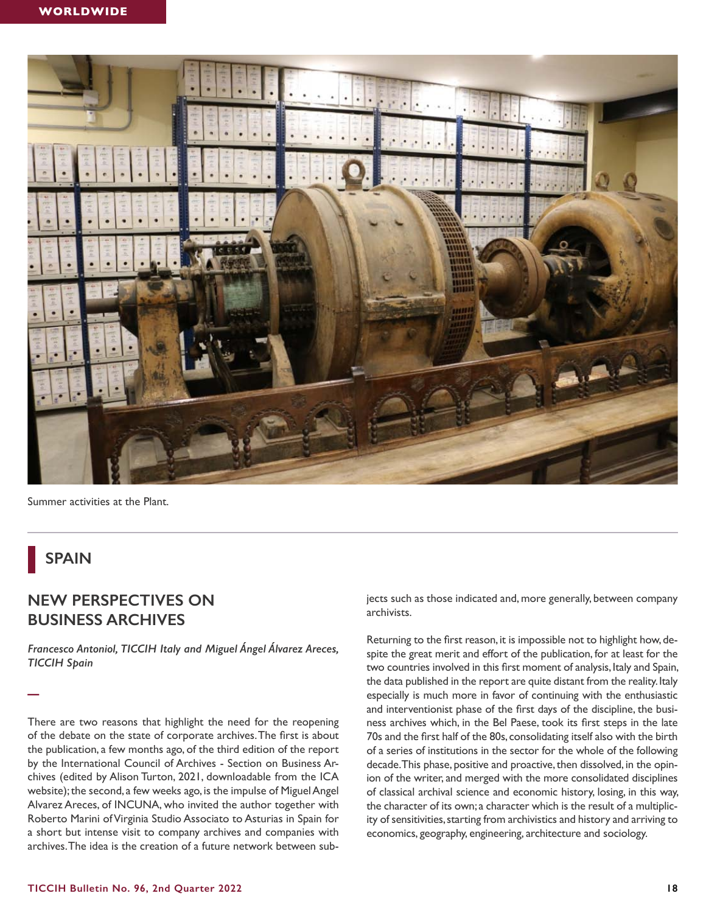Summer activities at the Plant.

## SPAIN

### NEW PERSPECTIVES ON BUSINESS ARCHIVES

*Francesco Antoniol, TICCIH Italy and Miguel Ángel Álvarez Areces, TICCIH Spain*

There are two reasons that highlight the need for the reopening of the debate on the state of corporate archives. The first is about the publication, a few months ago, of the third edition of the report by the International Council of Archives - Section on Business Archives (edited by Alison Turton, 2021, downloadable from the ICA website); the second, a few weeks ago, is the impulse of Miguel Angel Alvarez Areces, of INCUNA, who invited the author together with Roberto Marini of Virginia Studio Associato to Asturias in Spain for a short but intense visit to company archives and companies with archives. The idea is the creation of a future network between subjects such as those indicated and, more generally, between company archivists.

Returning to the first reason, it is impossible not to highlight how, despite the great merit and effort of the publication, for at least for the two countries involved in this first moment of analysis, Italy and Spain, the data published in the report are quite distant from the reality. Italy especially is much more in favor of continuing with the enthusiastic and interventionist phase of the first days of the discipline, the business archives which, in the Bel Paese, took its first steps in the late 70s and the first half of the 80s, consolidating itself also with the birth of a series of institutions in the sector for the whole of the following decade. This phase, positive and proactive, then dissolved, in the opinion of the writer, and merged with the more consolidated disciplines of classical archival science and economic history, losing, in this way, the character of its own; a character which is the result of a multiplicity of sensitivities, starting from archivistics and history and arriving to economics, geography, engineering, architecture and sociology.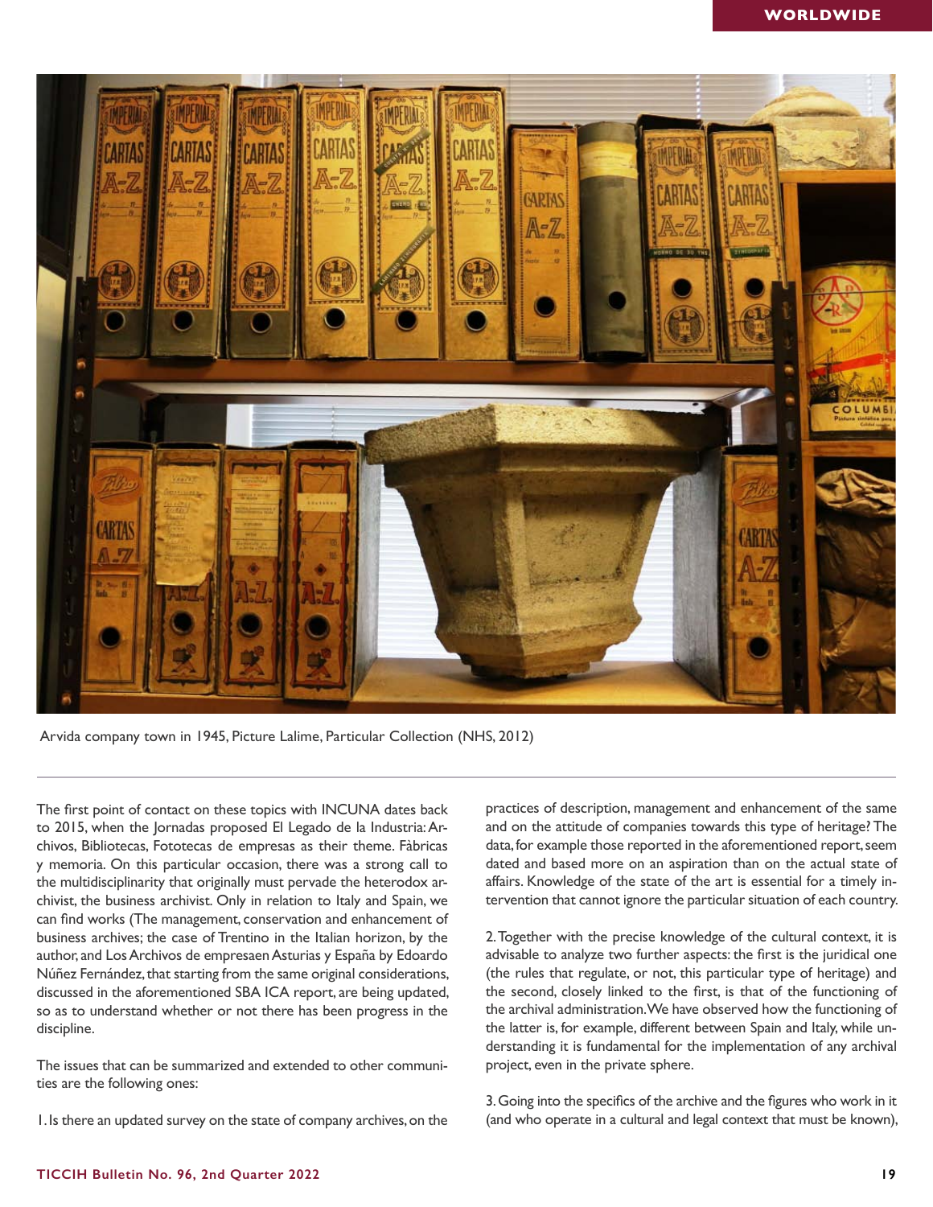Arvida company town in 1945, Picture Lalime, Particular Collection (NHS, 2012)

The first point of contact on these topics with INCUNA dates back to 2015, when the Jornadas proposed El Legado de la Industria: Archivos, Bibliotecas, Fototecas de empresas as their theme. Fàbricas y memoria. On this particular occasion, there was a strong call to the multidisciplinarity that originally must pervade the heterodox archivist, the business archivist. Only in relation to Italy and Spain, we can find works (The management, conservation and enhancement of business archives; the case of Trentino in the Italian horizon, by the author, and Los Archivos de empresaen Asturias y España by Edoardo Núñez Fernández, that starting from the same original considerations, discussed in the aforementioned SBA ICA report, are being updated, so as to understand whether or not there has been progress in the discipline.

The issues that can be summarized and extended to other communities are the following ones:

1. Is there an updated survey on the state of company archives, on the practices of description, management and enhancement of the same and on the attitude of companies towards this type of heritage? The data, for example those reported in the aforementioned report, seem dated and based more on an aspiration than on the actual state of affairs. Knowledge of the state of the art is essential for a timely intervention that cannot ignore the particular situation of each country.

2. Together with the precise knowledge of the cultural context, it is advisable to analyze two further aspects: the first is the juridical one (the rules that regulate, or not, this particular type of heritage) and the second, closely linked to the first, is that of the functioning of the archival administration. We have observed how the functioning of the latter is, for example, different between Spain and Italy, while understanding it is fundamental for the implementation of any archival project, even in the private sphere.

3. Going into the specifics of the archive and the figures who work in it (and who operate in a cultural and legal context that must be known),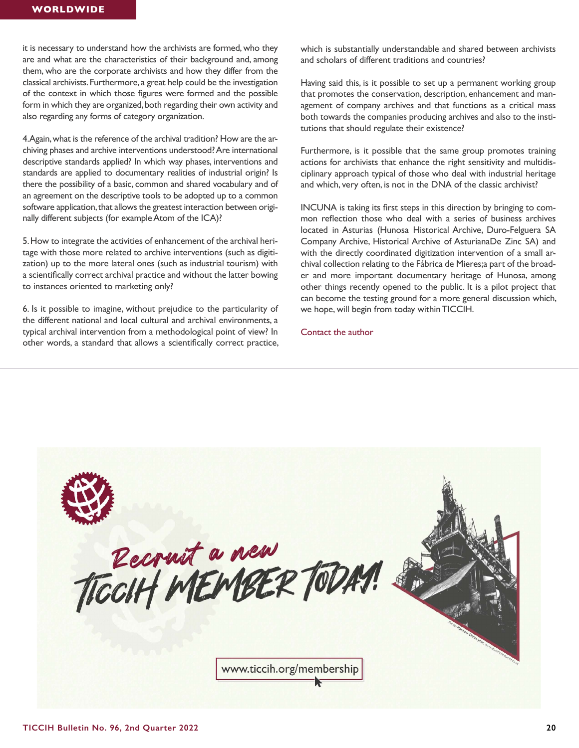it is necessary to understand how the archivists are formed, who they are and what are the characteristics of their background and, among them, who are the corporate archivists and how they differ from the classical archivists. Furthermore, a great help could be the investigation of the context in which those figures were formed and the possible form in which they are organized, both regarding their own activity and also regarding any forms of category organization.

4. Again, what is the reference of the archival tradition? How are the archiving phases and archive interventions understood? Are international descriptive standards applied? In which way phases, interventions and standards are applied to documentary realities of industrial origin? Is there the possibility of a basic, common and shared vocabulary and of an agreement on the descriptive tools to be adopted up to a common software application, that allows the greatest interaction between originally different subjects (for example Atom of the ICA)?

5. How to integrate the activities of enhancement of the archival heritage with those more related to archive interventions (such as digitization) up to the more lateral ones (such as industrial tourism) with a scientifically correct archival practice and without the latter bowing to instances oriented to marketing only?

6. Is it possible to imagine, without prejudice to the particularity of the different national and local cultural and archival environments, a typical archival intervention from a methodological point of view? In other words, a standard that allows a scientifically correct practice, which is substantially understandable and shared between archivists and scholars of different traditions and countries?

Having said this, is it possible to set up a permanent working group that promotes the conservation, description, enhancement and management of company archives and that functions as a critical mass both towards the companies producing archives and also to the institutions that should regulate their existence?

Furthermore, is it possible that the same group promotes training actions for archivists that enhance the right sensitivity and multidisciplinary approach typical of those who deal with industrial heritage and which, very often, is not in the DNA of the classic archivist?

INCUNA is taking its first steps in this direction by bringing to common reflection those who deal with a series of business archives located in Asturias (Hunosa Historical Archive, Duro-Felguera SA Company Archive, Historical Archive of AsturianaDe Zinc SA) and with the directly coordinated digitization intervention of a small archival collection relating to the Fábrica de Mieres;a part of the broader and more important documentary heritage of Hunosa, among other things recently opened to the public. It is a pilot project that can become the testing ground for a more general discussion which, we hope, will begin from today within TICCIH.

Contact the author

Recruit a new TICCIH MEMBER TODAY!

www.ticcih.org/membership